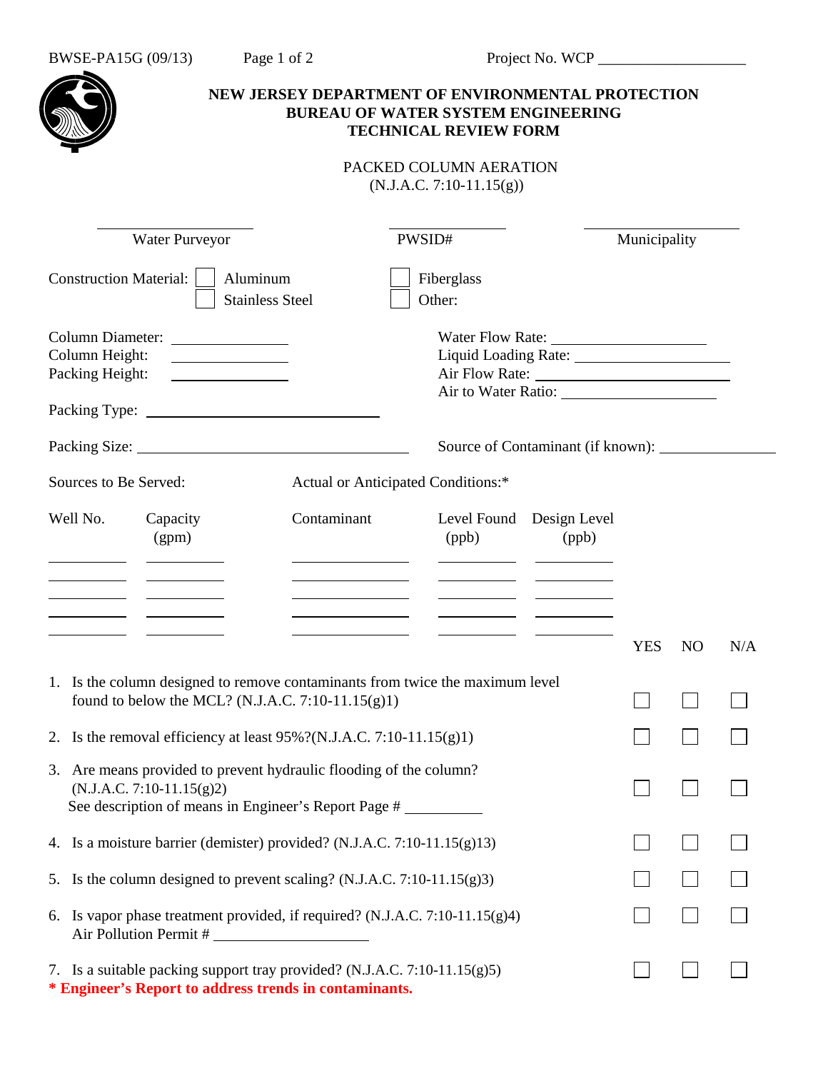BWSE-PA15G (09/13) Project No. WCP ___________________

# NEW JERSEY DEPARTMENT OF ENVIRONMENTAL PROTECTION
## BUREAU OF WATER SYSTEM ENGINEERING
## TECHNICAL REVIEW FORM

PACKED COLUMN AERATION
(N.J.A.C. 7:10-11.15(g))

| ____________________ | ____________________ | ____________________ |
|---|---|---|
| Water Purveyor | PWSID# | Municipality |

Construction Material: ☐ Aluminum ☐ Fiberglass
☐ Stainless Steel ☐ Other:

Column Diameter: ______________
Column Height: ______________
Packing Height: ______________

Water Flow Rate: ____________________
Liquid Loading Rate: ____________________
Air Flow Rate: ____________________
Air to Water Ratio: ____________________

Packing Type: ______________________________

Packing Size: ______________________________

Source of Contaminant (if known): ______________

Sources to Be Served: Actual or Anticipated Conditions:*

| Well No. | Capacity (gpm) | Contaminant | Level Found (ppb) | Design Level (ppb) |
|---|---|---|---|---|
| | | | | |
| | | | | |
| | | | | |
| | | | | |
| | | | | |

| | YES | NO | N/A |
|---|---|---|---|
| 1. Is the column designed to remove contaminants from twice the maximum level found to below the MCL? (N.J.A.C. 7:10-11.15(g)1) | ☐ | ☐ | ☐ |
| 2. Is the removal efficiency at least 95%?(N.J.A.C. 7:10-11.15(g)1) | ☐ | ☐ | ☐ |
| 3. Are means provided to prevent hydraulic flooding of the column? (N.J.A.C. 7:10-11.15(g)2) See description of means in Engineer's Report Page # __________ | ☐ | ☐ | ☐ |
| 4. Is a moisture barrier (demister) provided? (N.J.A.C. 7:10-11.15(g)13) | ☐ | ☐ | ☐ |
| 5. Is the column designed to prevent scaling? (N.J.A.C. 7:10-11.15(g)3) | ☐ | ☐ | ☐ |
| 6. Is vapor phase treatment provided, if required? (N.J.A.C. 7:10-11.15(g)4) Air Pollution Permit # ____________________ | ☐ | ☐ | ☐ |
| 7. Is a suitable packing support tray provided? (N.J.A.C. 7:10-11.15(g)5) | ☐ | ☐ | ☐ |

**\* Engineer's Report to address trends in contaminants.**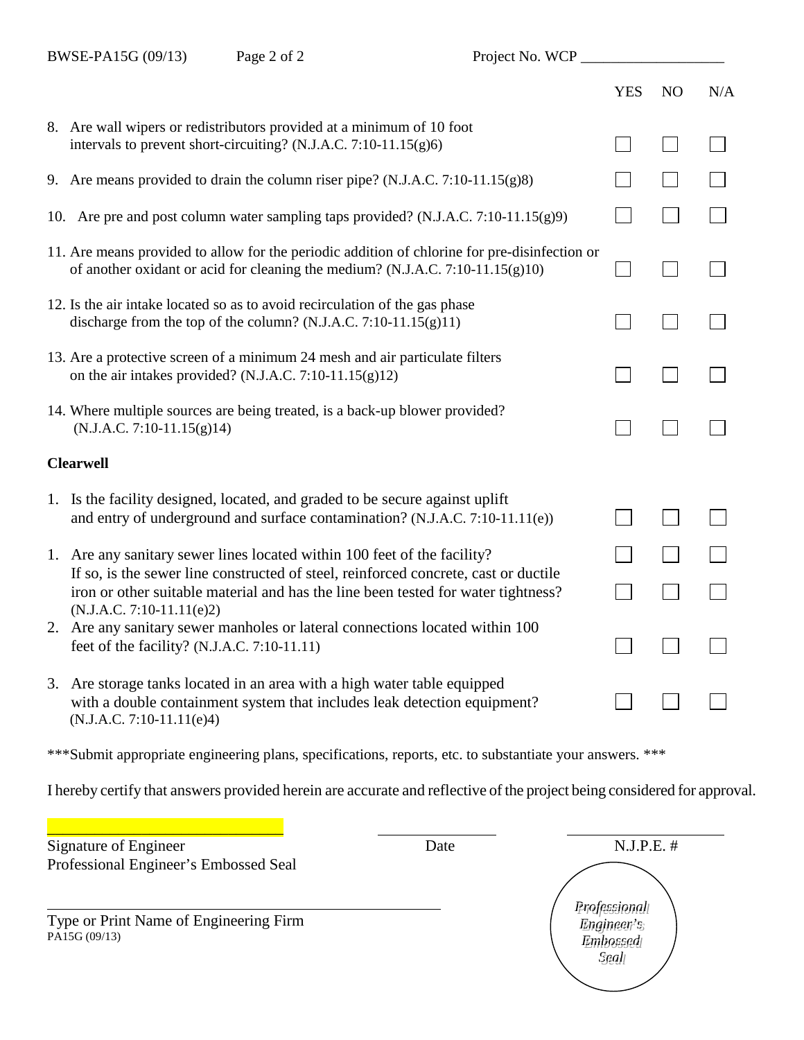Project No. WCP ___________________

| | YES | NO | N/A |
|---|---|---|---|
| 8. Are wall wipers or redistributors provided at a minimum of 10 foot intervals to prevent short-circuiting? (N.J.A.C. 7:10-11.15(g)6) | ☐ | ☐ | ☐ |
| 9. Are means provided to drain the column riser pipe? (N.J.A.C. 7:10-11.15(g)8) | ☐ | ☐ | ☐ |
| 10. Are pre and post column water sampling taps provided? (N.J.A.C. 7:10-11.15(g)9) | ☐ | ☐ | ☐ |
| 11. Are means provided to allow for the periodic addition of chlorine for pre-disinfection or of another oxidant or acid for cleaning the medium? (N.J.A.C. 7:10-11.15(g)10) | ☐ | ☐ | ☐ |
| 12. Is the air intake located so as to avoid recirculation of the gas phase discharge from the top of the column? (N.J.A.C. 7:10-11.15(g)11) | ☐ | ☐ | ☐ |
| 13. Are a protective screen of a minimum 24 mesh and air particulate filters on the air intakes provided? (N.J.A.C. 7:10-11.15(g)12) | ☐ | ☐ | ☐ |
| 14. Where multiple sources are being treated, is a back-up blower provided? (N.J.A.C. 7:10-11.15(g)14) | ☐ | ☐ | ☐ |

**Clearwell**

| | YES | NO | N/A |
|---|---|---|---|
| 1. Is the facility designed, located, and graded to be secure against uplift and entry of underground and surface contamination? (N.J.A.C. 7:10-11.11(e)) | ☐ | ☐ | ☐ |
| 1. Are any sanitary sewer lines located within 100 feet of the facility? | ☐ | ☐ | ☐ |
| If so, is the sewer line constructed of steel, reinforced concrete, cast or ductile iron or other suitable material and has the line been tested for water tightness? (N.J.A.C. 7:10-11.11(e)2) | ☐ | ☐ | ☐ |
| 2. Are any sanitary sewer manholes or lateral connections located within 100 feet of the facility? (N.J.A.C. 7:10-11.11) | ☐ | ☐ | ☐ |
| 3. Are storage tanks located in an area with a high water table equipped with a double containment system that includes leak detection equipment? (N.J.A.C. 7:10-11.11(e)4) | ☐ | ☐ | ☐ |

***Submit appropriate engineering plans, specifications, reports, etc. to substantiate your answers. ***

I hereby certify that answers provided herein are accurate and reflective of the project being considered for approval.

______________________________ &nbsp;&nbsp;&nbsp; ________________ &nbsp;&nbsp;&nbsp; ____________________

Signature of Engineer &nbsp;&nbsp;&nbsp; Date &nbsp;&nbsp;&nbsp; N.J.P.E. #

Professional Engineer's Embossed Seal

__________________________________________________

Type or Print Name of Engineering Firm

Professional Engineer's Embossed Seal